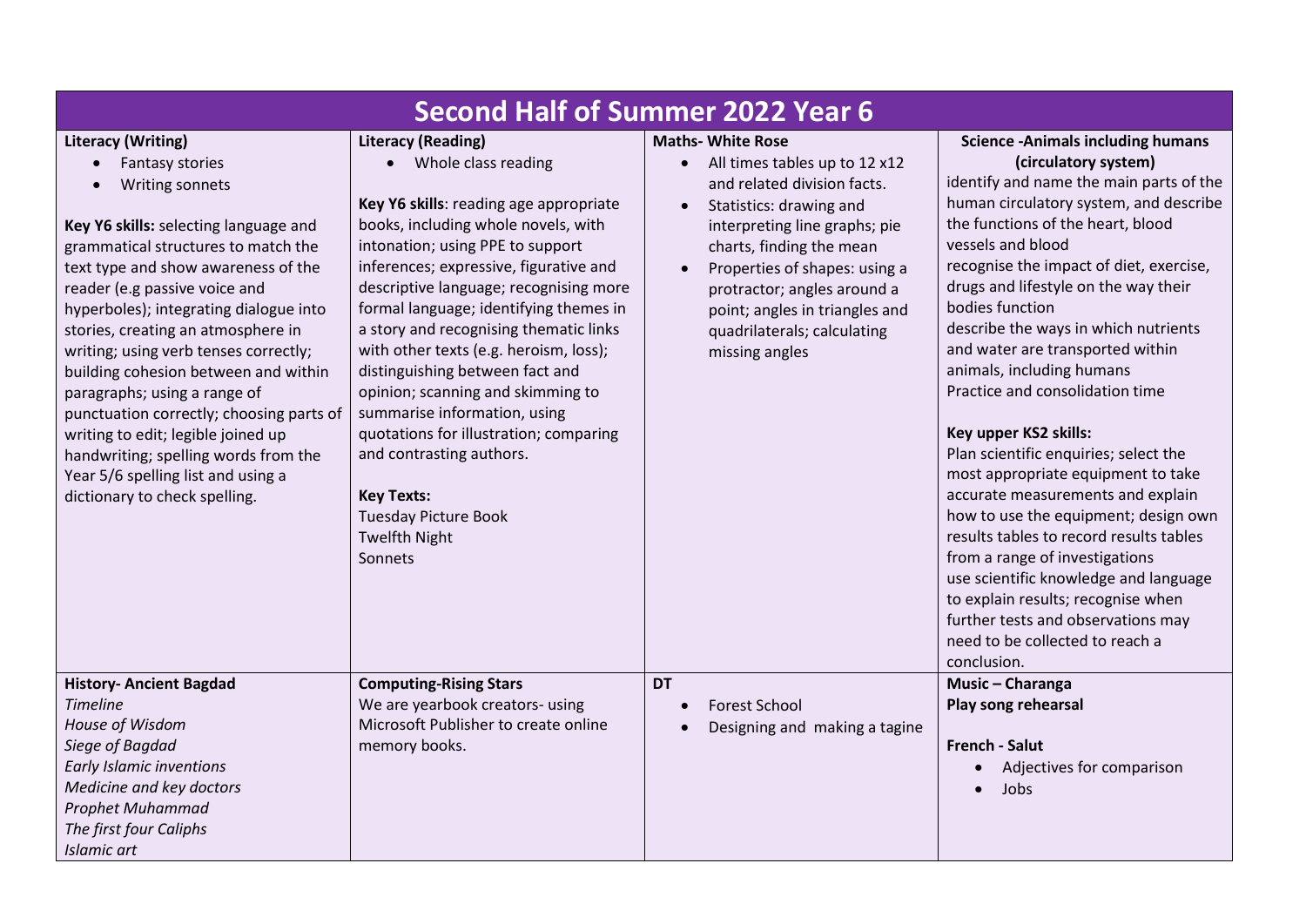# Second Half of Summer 2022 Year 6

## Literacy (Writing)

- Fantasy stories
- Writing sonnets

**Key Y6 skills:** selecting language and grammatical structures to match the text type and show awareness of the reader (e.g passive voice and hyperboles); integrating dialogue into stories, creating an atmosphere in writing; using verb tenses correctly; building cohesion between and within paragraphs; using a range of punctuation correctly; choosing parts of writing to edit; legible joined up handwriting; spelling words from the Year 5/6 spelling list and using a dictionary to check spelling.

## Literacy (Reading)

- Whole class reading

**Key Y6 skills**: reading age appropriate books, including whole novels, with intonation; using PPE to support inferences; expressive, figurative and descriptive language; recognising more formal language; identifying themes in a story and recognising thematic links with other texts (e.g. heroism, loss); distinguishing between fact and opinion; scanning and skimming to summarise information, using quotations for illustration; comparing and contrasting authors.

**Key Texts:**
Tuesday Picture Book
Twelfth Night
Sonnets

## Maths- White Rose

- All times tables up to 12 x12 and related division facts.
- Statistics: drawing and interpreting line graphs; pie charts, finding the mean
- Properties of shapes: using a protractor; angles around a point; angles in triangles and quadrilaterals; calculating missing angles

## Science -Animals including humans (circulatory system)

identify and name the main parts of the human circulatory system, and describe the functions of the heart, blood vessels and blood
recognise the impact of diet, exercise, drugs and lifestyle on the way their bodies function
describe the ways in which nutrients and water are transported within animals, including humans
Practice and consolidation time

**Key upper KS2 skills:**
Plan scientific enquiries; select the most appropriate equipment to take accurate measurements and explain how to use the equipment; design own results tables to record results tables from a range of investigations
use scientific knowledge and language to explain results; recognise when further tests and observations may need to be collected to reach a conclusion.

## History- Ancient Bagdad

*Timeline*
*House of Wisdom*
*Siege of Bagdad*
*Early Islamic inventions*
*Medicine and key doctors*
*Prophet Muhammad*
*The first four Caliphs*
*Islamic art*

## Computing-Rising Stars

We are yearbook creators- using Microsoft Publisher to create online memory books.

## DT

- Forest School
- Designing and making a tagine

## Music – Charanga

**Play song rehearsal**

## French - Salut

- Adjectives for comparison
- Jobs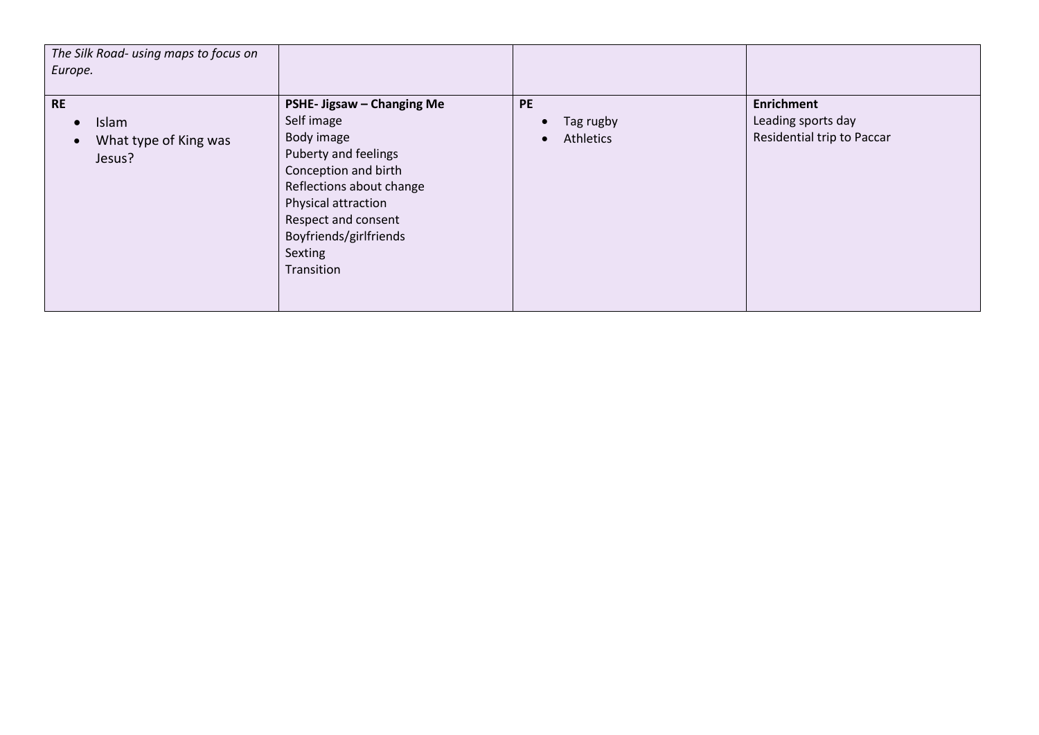| | | | |
|---|---|---|---|
| *The Silk Road- using maps to focus on Europe.* | | | |
| **RE**<br>• Islam<br>• What type of King was Jesus? | **PSHE- Jigsaw – Changing Me**<br>Self image<br>Body image<br>Puberty and feelings<br>Conception and birth<br>Reflections about change<br>Physical attraction<br>Respect and consent<br>Boyfriends/girlfriends<br>Sexting<br>Transition | **PE**<br>• Tag rugby<br>• Athletics | **Enrichment**<br>Leading sports day<br>Residential trip to Paccar |